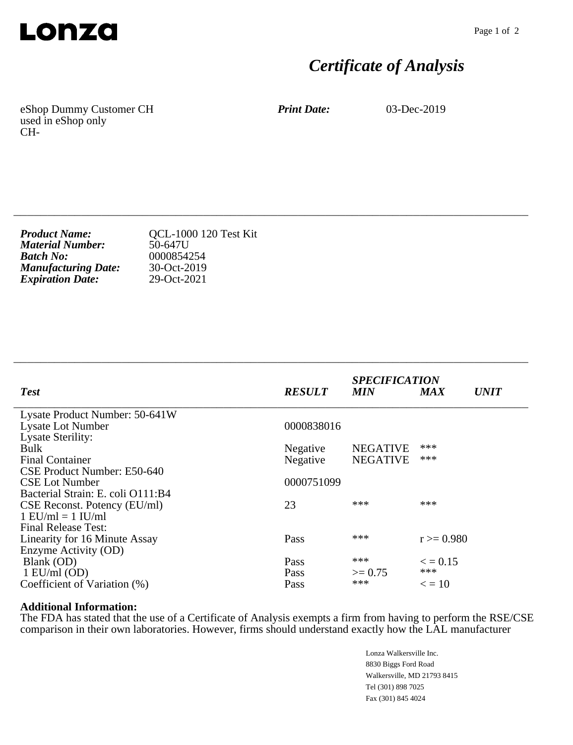**Lonza**

# *Certificate of Analysis*

eShop Dummy Customer CH
used in eShop only
CH-

***Print Date:*** 03-Dec-2019

---

***Product Name:*** QCL-1000 120 Test Kit
***Material Number:*** 50-647U
***Batch No:*** 0000854254
***Manufacturing Date:*** 30-Oct-2019
***Expiration Date:*** 29-Oct-2021

---

| *Test* | *RESULT* | *SPECIFICATION MIN* | *MAX* | *UNIT* |
|---|---|---|---|---|
| Lysate Product Number: 50-641W | | | | |
| Lysate Lot Number | 0000838016 | | | |
| Lysate Sterility: | | | | |
| Bulk | Negative | NEGATIVE | *** | |
| Final Container | Negative | NEGATIVE | *** | |
| CSE Product Number: E50-640 | | | | |
| CSE Lot Number | 0000751099 | | | |
| Bacterial Strain: E. coli O111:B4 | | | | |
| CSE Reconst. Potency (EU/ml) | 23 | *** | *** | |
| 1 EU/ml = 1 IU/ml | | | | |
| Final Release Test: | | | | |
| Linearity for 16 Minute Assay | Pass | *** | r >= 0.980 | |
| Enzyme Activity (OD) | | | | |
| Blank (OD) | Pass | *** | < = 0.15 | |
| 1 EU/ml (OD) | Pass | >= 0.75 | *** | |
| Coefficient of Variation (%) | Pass | *** | < = 10 | |

**Additional Information:**
The FDA has stated that the use of a Certificate of Analysis exempts a firm from having to perform the RSE/CSE comparison in their own laboratories. However, firms should understand exactly how the LAL manufacturer

Lonza Walkersville Inc.
8830 Biggs Ford Road
Walkersville, MD 21793 8415
Tel (301) 898 7025
Fax (301) 845 4024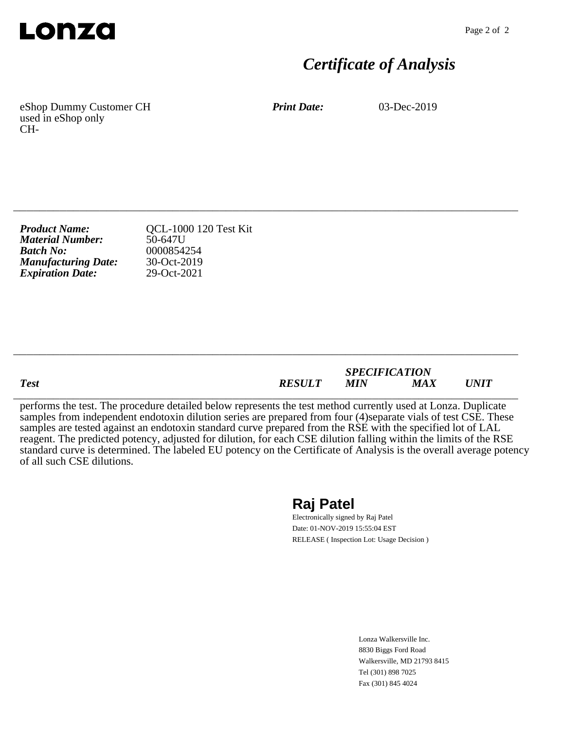# Certificate of Analysis

eShop Dummy Customer CH
used in eShop only
CH-

***Print Date:*** 03-Dec-2019

---

***Product Name:*** QCL-1000 120 Test Kit
***Material Number:*** 50-647U
***Batch No:*** 0000854254
***Manufacturing Date:*** 30-Oct-2019
***Expiration Date:*** 29-Oct-2021

---

| *Test* | *RESULT* | *SPECIFICATION MIN* | *MAX* | *UNIT* |
|---|---|---|---|---|

performs the test. The procedure detailed below represents the test method currently used at Lonza. Duplicate samples from independent endotoxin dilution series are prepared from four (4)separate vials of test CSE. These samples are tested against an endotoxin standard curve prepared from the RSE with the specified lot of LAL reagent. The predicted potency, adjusted for dilution, for each CSE dilution falling within the limits of the RSE standard curve is determined. The labeled EU potency on the Certificate of Analysis is the overall average potency of all such CSE dilutions.

**Raj Patel**
Electronically signed by Raj Patel
Date: 01-NOV-2019 15:55:04 EST
RELEASE ( Inspection Lot: Usage Decision )

Lonza Walkersville Inc.
8830 Biggs Ford Road
Walkersville, MD 21793 8415
Tel (301) 898 7025
Fax (301) 845 4024